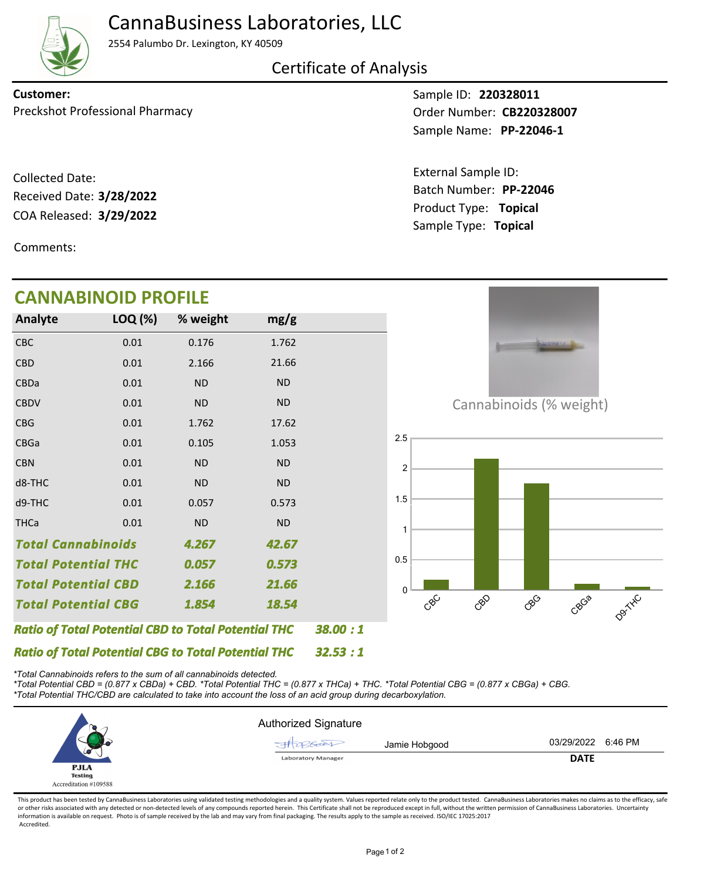# CannaBusiness Laboratories, LLC

2554 Palumbo Dr. Lexington, KY 40509

## Certificate of Analysis

**Customer:**
Preckshot Professional Pharmacy

Sample ID: **220328011**
Order Number: **CB220328007**
Sample Name: **PP-22046-1**

Collected Date:
Received Date: **3/28/2022**
COA Released: **3/29/2022**

External Sample ID:
Batch Number: **PP-22046**
Product Type: **Topical**
Sample Type: **Topical**

Comments:

## CANNABINOID PROFILE

| Analyte | LOQ (%) | % weight | mg/g |
|---|---|---|---|
| CBC | 0.01 | 0.176 | 1.762 |
| CBD | 0.01 | 2.166 | 21.66 |
| CBDa | 0.01 | ND | ND |
| CBDV | 0.01 | ND | ND |
| CBG | 0.01 | 1.762 | 17.62 |
| CBGa | 0.01 | 0.105 | 1.053 |
| CBN | 0.01 | ND | ND |
| d8-THC | 0.01 | ND | ND |
| d9-THC | 0.01 | 0.057 | 0.573 |
| THCa | 0.01 | ND | ND |
| ***Total Cannabinoids*** | | ***4.267*** | ***42.67*** |
| ***Total Potential THC*** | | ***0.057*** | ***0.573*** |
| ***Total Potential CBD*** | | ***2.166*** | ***21.66*** |
| ***Total Potential CBG*** | | ***1.854*** | ***18.54*** |

***Ratio of Total Potential CBD to Total Potential THC*** ***38.00 : 1***

***Ratio of Total Potential CBG to Total Potential THC*** ***32.53 : 1***

Cannabinoids (% weight)

| Analyte | % weight |
|---|---|
| CBC | 0.176 |
| CBD | 2.166 |
| CBG | 1.762 |
| CBGa | 0.105 |
| D9-THC | 0.057 |

*\*Total Cannabinoids refers to the sum of all cannabinoids detected.*
*\*Total Potential CBD = (0.877 x CBDa) + CBD. \*Total Potential THC = (0.877 x THCa) + THC. \*Total Potential CBG = (0.877 x CBGa) + CBG.*
*\*Total Potential THC/CBD are calculated to take into account the loss of an acid group during decarboxylation.*

PJLA Testing
Accreditation #109588

Authorized Signature

Jamie Hobgood — Laboratory Manager

DATE: 03/29/2022 6:46 PM

This product has been tested by CannaBusiness Laboratories using validated testing methodologies and a quality system. Values reported relate only to the product tested. CannaBusiness Laboratories makes no claims as to the efficacy, safety or other risks associated with any detected or non-detected levels of any compounds reported herein. This Certificate shall not be reproduced except in full, without the written permission of CannaBusiness Laboratories. Uncertainty information is available on request. Photo is of sample received by the lab and may vary from final packaging. The results apply to the sample as received. ISO/IEC 17025:2017 Accredited.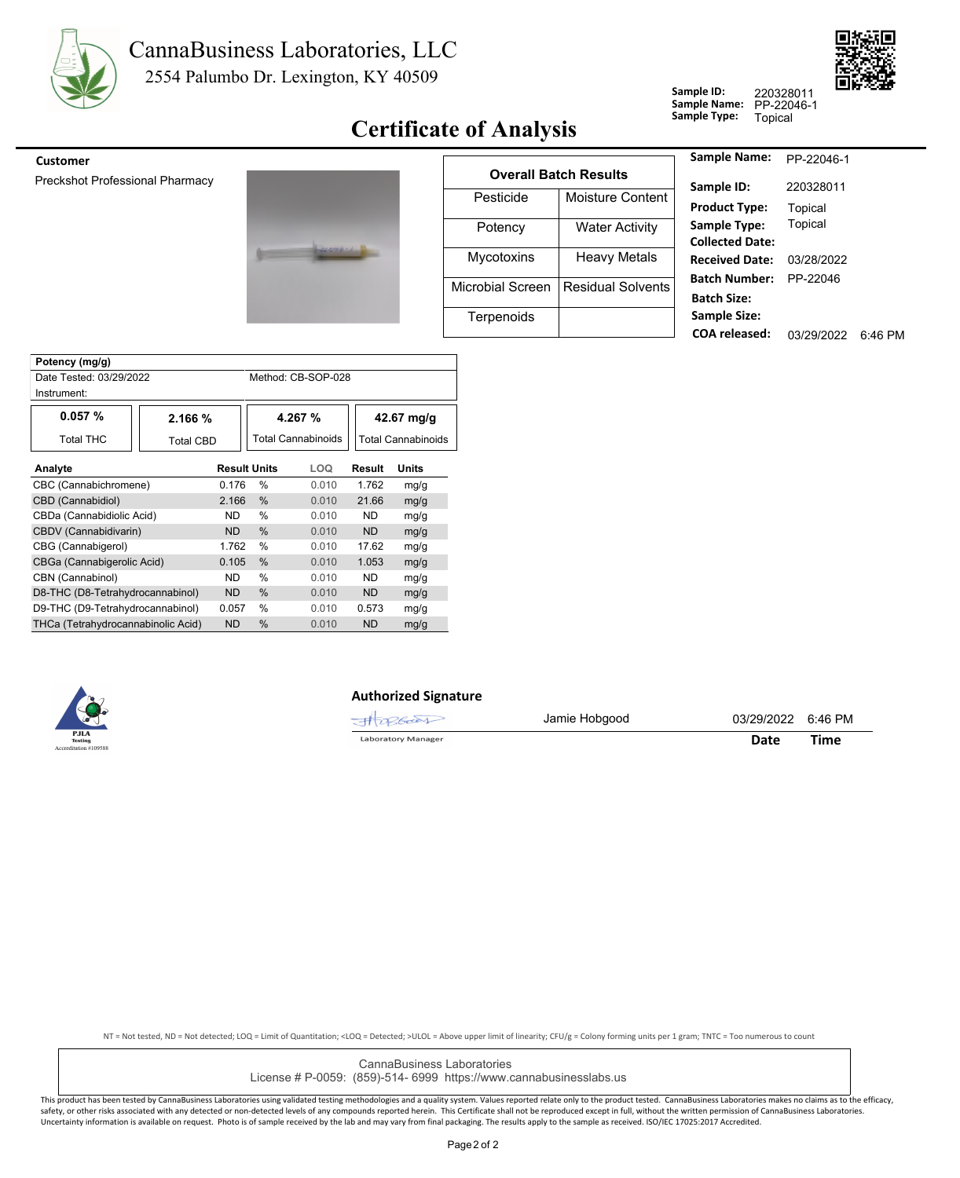# CannaBusiness Laboratories, LLC

2554 Palumbo Dr. Lexington, KY 40509

**Sample ID:** 220328011
**Sample Name:** PP-22046-1
**Sample Type:** Topical

## Certificate of Analysis

**Customer**

Preckshot Professional Pharmacy

| Overall Batch Results | |
|---|---|
| Pesticide | Moisture Content |
| Potency | Water Activity |
| Mycotoxins | Heavy Metals |
| Microbial Screen | Residual Solvents |
| Terpenoids | |

| | |
|---|---|
| **Sample Name:** | PP-22046-1 |
| **Sample ID:** | 220328011 |
| **Product Type:** | Topical |
| **Sample Type:** | Topical |
| **Collected Date:** | |
| **Received Date:** | 03/28/2022 |
| **Batch Number:** | PP-22046 |
| **Batch Size:** | |
| **Sample Size:** | |
| **COA released:** | 03/29/2022 6:46 PM |

**Potency (mg/g)**

Date Tested: 03/29/2022 — Method: CB-SOP-028

Instrument:

| 0.057 % | 2.166 % | 4.267 % | 42.67 mg/g |
|---|---|---|---|
| Total THC | Total CBD | Total Cannabinoids | Total Cannabinoids |

| Analyte | Result | Units | LOQ | Result | Units |
|---|---|---|---|---|---|
| CBC (Cannabichromene) | 0.176 | % | 0.010 | 1.762 | mg/g |
| CBD (Cannabidiol) | 2.166 | % | 0.010 | 21.66 | mg/g |
| CBDa (Cannabidiolic Acid) | ND | % | 0.010 | ND | mg/g |
| CBDV (Cannabidivarin) | ND | % | 0.010 | ND | mg/g |
| CBG (Cannabigerol) | 1.762 | % | 0.010 | 17.62 | mg/g |
| CBGa (Cannabigerolic Acid) | 0.105 | % | 0.010 | 1.053 | mg/g |
| CBN (Cannabinol) | ND | % | 0.010 | ND | mg/g |
| D8-THC (D8-Tetrahydrocannabinol) | ND | % | 0.010 | ND | mg/g |
| D9-THC (D9-Tetrahydrocannabinol) | 0.057 | % | 0.010 | 0.573 | mg/g |
| THCa (Tetrahydrocannabinolic Acid) | ND | % | 0.010 | ND | mg/g |

PJLA Testing Accreditation #109588

**Authorized Signature**

| | | Date | Time |
|---|---|---|---|
| Laboratory Manager | Jamie Hobgood | 03/29/2022 | 6:46 PM |

NT = Not tested, ND = Not detected; LOQ = Limit of Quantitation; <LOQ = Detected; >ULOL = Above upper limit of linearity; CFU/g = Colony forming units per 1 gram; TNTC = Too numerous to count

CannaBusiness Laboratories
License # P-0059: (859)-514- 6999 https://www.cannabusinesslabs.us

This product has been tested by CannaBusiness Laboratories using validated testing methodologies and a quality system. Values reported relate only to the product tested. CannaBusiness Laboratories makes no claims as to the efficacy, safety, or other risks associated with any detected or non-detected levels of any compounds reported herein. This Certificate shall not be reproduced except in full, without the written permission of CannaBusiness Laboratories. Uncertainty information is available on request. Photo is of sample received by the lab and may vary from final packaging. The results apply to the sample as received. ISO/IEC 17025:2017 Accredited.